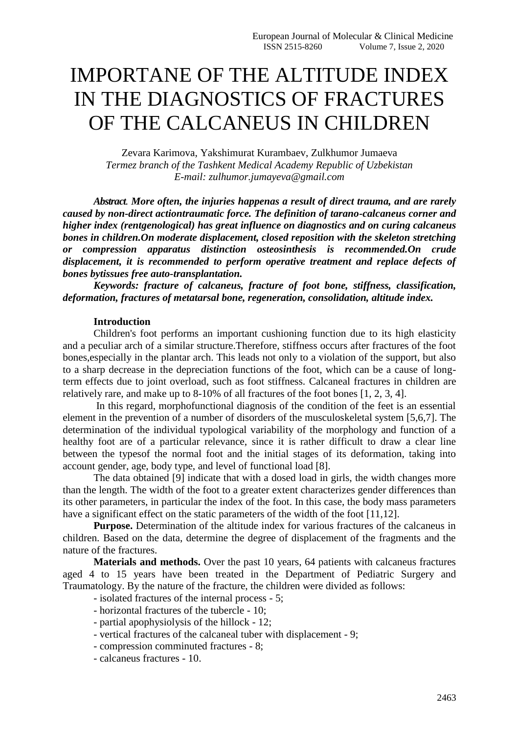# IMPORTANE OF THE ALTITUDE INDEX IN THE DIAGNOSTICS OF FRACTURES OF THE CALCANEUS IN CHILDREN

Zevara Karimova, Yakshimurat Kurambaev, Zulkhumor Jumaeva
*Termez branch of the Tashkent Medical Academy Republic of Uzbekistan*
*E-mail: zulhumor.jumayeva@gmail.com*

***Abstract**. More often, the injuries happenas a result of direct trauma, and are rarely caused by non-direct actiontraumatic force. The definition of tarano-calcaneus corner and higher index (rentgenological) has great influence on diagnostics and on curing calcaneus bones in children.On moderate displacement, closed reposition with the skeleton stretching or compression apparatus distinction osteosinthesis is recommended.On crude displacement, it is recommended to perform operative treatment and replace defects of bones bytissues free auto-transplantation.*

***Keywords: fracture of calcaneus, fracture of foot bone, stiffness, classification, deformation, fractures of metatarsal bone, regeneration, consolidation, altitude index.***

**Introduction**

Children's foot performs an important cushioning function due to its high elasticity and a peculiar arch of a similar structure.Therefore, stiffness occurs after fractures of the foot bones,especially in the plantar arch. This leads not only to a violation of the support, but also to a sharp decrease in the depreciation functions of the foot, which can be a cause of long-term effects due to joint overload, such as foot stiffness. Calcaneal fractures in children are relatively rare, and make up to 8-10% of all fractures of the foot bones [1, 2, 3, 4].

In this regard, morphofunctional diagnosis of the condition of the feet is an essential element in the prevention of a number of disorders of the musculoskeletal system [5,6,7]. The determination of the individual typological variability of the morphology and function of a healthy foot are of a particular relevance, since it is rather difficult to draw a clear line between the typesof the normal foot and the initial stages of its deformation, taking into account gender, age, body type, and level of functional load [8].

The data obtained [9] indicate that with a dosed load in girls, the width changes more than the length. The width of the foot to a greater extent characterizes gender differences than its other parameters, in particular the index of the foot. In this case, the body mass parameters have a significant effect on the static parameters of the width of the foot [11,12].

**Purpose.** Determination of the altitude index for various fractures of the calcaneus in children. Based on the data, determine the degree of displacement of the fragments and the nature of the fractures.

**Materials and methods.** Over the past 10 years, 64 patients with calcaneus fractures aged 4 to 15 years have been treated in the Department of Pediatric Surgery and Traumatology. By the nature of the fracture, the children were divided as follows:

- isolated fractures of the internal process - 5;
- horizontal fractures of the tubercle - 10;
- partial apophysiolysis of the hillock - 12;
- vertical fractures of the calcaneal tuber with displacement - 9;
- compression comminuted fractures - 8;
- calcaneus fractures - 10.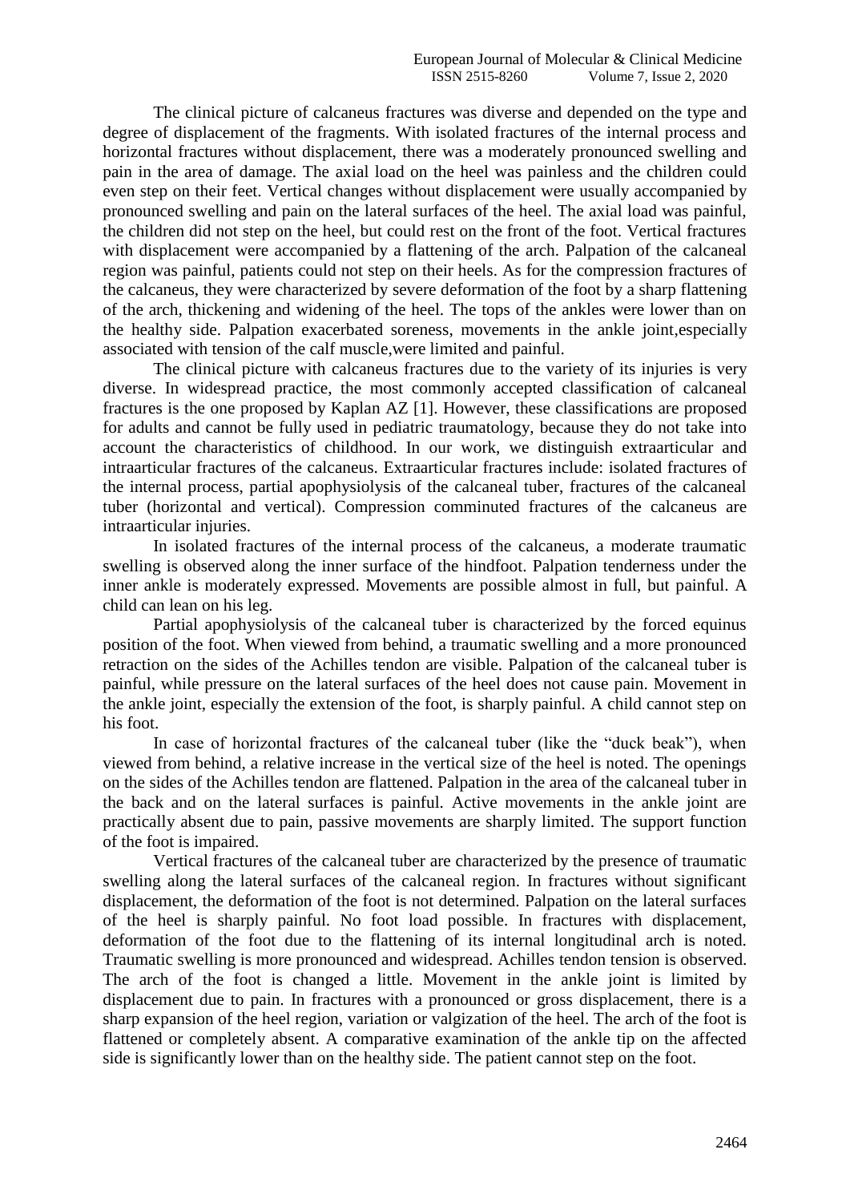The clinical picture of calcaneus fractures was diverse and depended on the type and degree of displacement of the fragments. With isolated fractures of the internal process and horizontal fractures without displacement, there was a moderately pronounced swelling and pain in the area of damage. The axial load on the heel was painless and the children could even step on their feet. Vertical changes without displacement were usually accompanied by pronounced swelling and pain on the lateral surfaces of the heel. The axial load was painful, the children did not step on the heel, but could rest on the front of the foot. Vertical fractures with displacement were accompanied by a flattening of the arch. Palpation of the calcaneal region was painful, patients could not step on their heels. As for the compression fractures of the calcaneus, they were characterized by severe deformation of the foot by a sharp flattening of the arch, thickening and widening of the heel. The tops of the ankles were lower than on the healthy side. Palpation exacerbated soreness, movements in the ankle joint,especially associated with tension of the calf muscle,were limited and painful.

The clinical picture with calcaneus fractures due to the variety of its injuries is very diverse. In widespread practice, the most commonly accepted classification of calcaneal fractures is the one proposed by Kaplan AZ [1]. However, these classifications are proposed for adults and cannot be fully used in pediatric traumatology, because they do not take into account the characteristics of childhood. In our work, we distinguish extraarticular and intraarticular fractures of the calcaneus. Extraarticular fractures include: isolated fractures of the internal process, partial apophysiolysis of the calcaneal tuber, fractures of the calcaneal tuber (horizontal and vertical). Compression comminuted fractures of the calcaneus are intraarticular injuries.

In isolated fractures of the internal process of the calcaneus, a moderate traumatic swelling is observed along the inner surface of the hindfoot. Palpation tenderness under the inner ankle is moderately expressed. Movements are possible almost in full, but painful. A child can lean on his leg.

Partial apophysiolysis of the calcaneal tuber is characterized by the forced equinus position of the foot. When viewed from behind, a traumatic swelling and a more pronounced retraction on the sides of the Achilles tendon are visible. Palpation of the calcaneal tuber is painful, while pressure on the lateral surfaces of the heel does not cause pain. Movement in the ankle joint, especially the extension of the foot, is sharply painful. A child cannot step on his foot.

In case of horizontal fractures of the calcaneal tuber (like the "duck beak"), when viewed from behind, a relative increase in the vertical size of the heel is noted. The openings on the sides of the Achilles tendon are flattened. Palpation in the area of the calcaneal tuber in the back and on the lateral surfaces is painful. Active movements in the ankle joint are practically absent due to pain, passive movements are sharply limited. The support function of the foot is impaired.

Vertical fractures of the calcaneal tuber are characterized by the presence of traumatic swelling along the lateral surfaces of the calcaneal region. In fractures without significant displacement, the deformation of the foot is not determined. Palpation on the lateral surfaces of the heel is sharply painful. No foot load possible. In fractures with displacement, deformation of the foot due to the flattening of its internal longitudinal arch is noted. Traumatic swelling is more pronounced and widespread. Achilles tendon tension is observed. The arch of the foot is changed a little. Movement in the ankle joint is limited by displacement due to pain. In fractures with a pronounced or gross displacement, there is a sharp expansion of the heel region, variation or valgization of the heel. The arch of the foot is flattened or completely absent. A comparative examination of the ankle tip on the affected side is significantly lower than on the healthy side. The patient cannot step on the foot.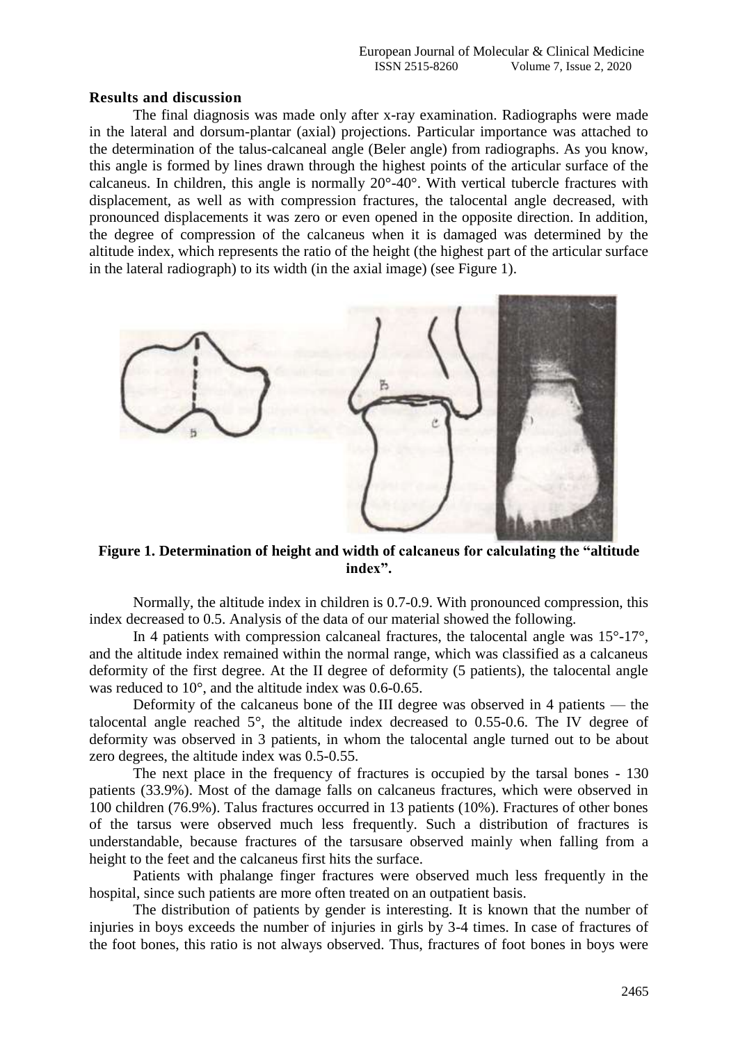## Results and discussion

The final diagnosis was made only after x-ray examination. Radiographs were made in the lateral and dorsum-plantar (axial) projections. Particular importance was attached to the determination of the talus-calcaneal angle (Beler angle) from radiographs. As you know, this angle is formed by lines drawn through the highest points of the articular surface of the calcaneus. In children, this angle is normally 20°-40°. With vertical tubercle fractures with displacement, as well as with compression fractures, the talocental angle decreased, with pronounced displacements it was zero or even opened in the opposite direction. In addition, the degree of compression of the calcaneus when it is damaged was determined by the altitude index, which represents the ratio of the height (the highest part of the articular surface in the lateral radiograph) to its width (in the axial image) (see Figure 1).

**Figure 1. Determination of height and width of calcaneus for calculating the "altitude index".**

Normally, the altitude index in children is 0.7-0.9. With pronounced compression, this index decreased to 0.5. Analysis of the data of our material showed the following.

In 4 patients with compression calcaneal fractures, the talocental angle was 15°-17°, and the altitude index remained within the normal range, which was classified as a calcaneus deformity of the first degree. At the II degree of deformity (5 patients), the talocental angle was reduced to 10°, and the altitude index was 0.6-0.65.

Deformity of the calcaneus bone of the III degree was observed in 4 patients — the talocental angle reached 5°, the altitude index decreased to 0.55-0.6. The IV degree of deformity was observed in 3 patients, in whom the talocental angle turned out to be about zero degrees, the altitude index was 0.5-0.55.

The next place in the frequency of fractures is occupied by the tarsal bones - 130 patients (33.9%). Most of the damage falls on calcaneus fractures, which were observed in 100 children (76.9%). Talus fractures occurred in 13 patients (10%). Fractures of other bones of the tarsus were observed much less frequently. Such a distribution of fractures is understandable, because fractures of the tarsusare observed mainly when falling from a height to the feet and the calcaneus first hits the surface.

Patients with phalange finger fractures were observed much less frequently in the hospital, since such patients are more often treated on an outpatient basis.

The distribution of patients by gender is interesting. It is known that the number of injuries in boys exceeds the number of injuries in girls by 3-4 times. In case of fractures of the foot bones, this ratio is not always observed. Thus, fractures of foot bones in boys were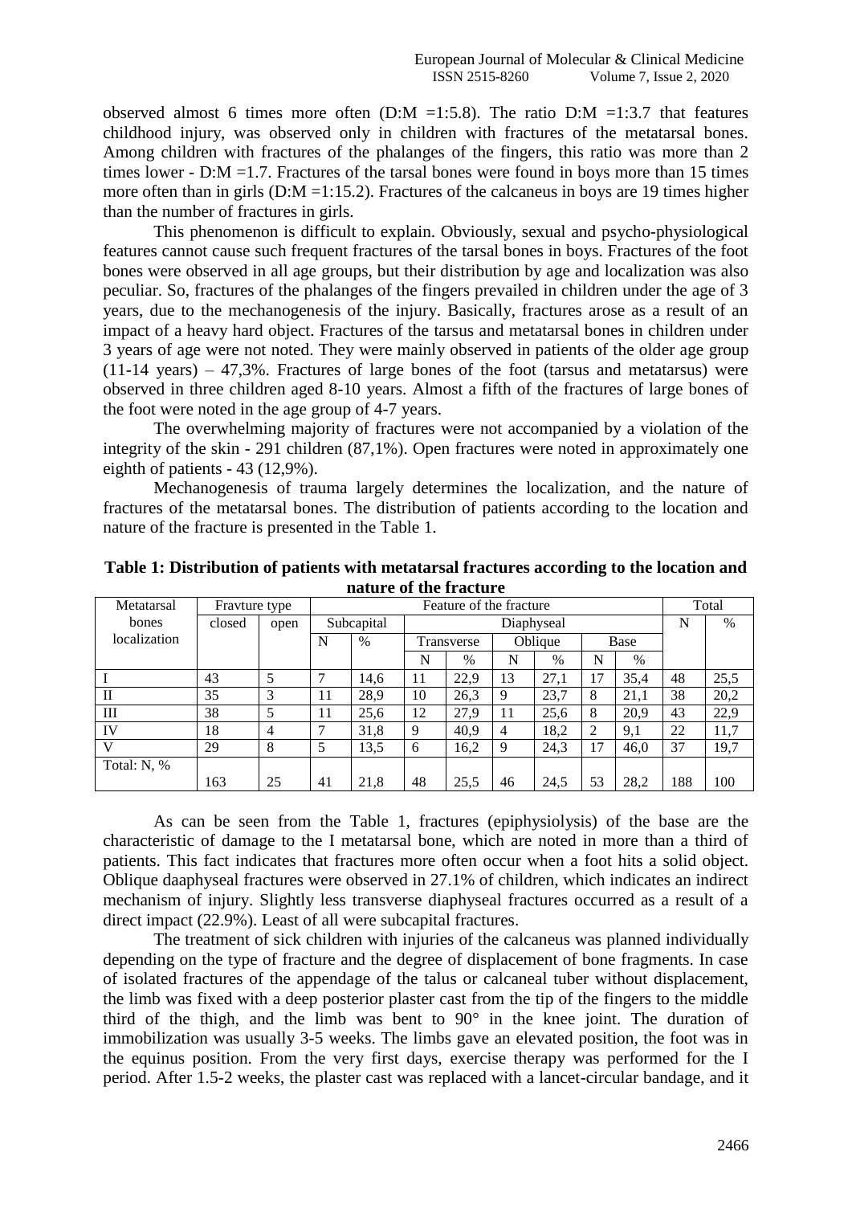observed almost 6 times more often (D:M =1:5.8). The ratio D:M =1:3.7 that features childhood injury, was observed only in children with fractures of the metatarsal bones. Among children with fractures of the phalanges of the fingers, this ratio was more than 2 times lower - D:M =1.7. Fractures of the tarsal bones were found in boys more than 15 times more often than in girls (D:M =1:15.2). Fractures of the calcaneus in boys are 19 times higher than the number of fractures in girls.

This phenomenon is difficult to explain. Obviously, sexual and psycho-physiological features cannot cause such frequent fractures of the tarsal bones in boys. Fractures of the foot bones were observed in all age groups, but their distribution by age and localization was also peculiar. So, fractures of the phalanges of the fingers prevailed in children under the age of 3 years, due to the mechanogenesis of the injury. Basically, fractures arose as a result of an impact of a heavy hard object. Fractures of the tarsus and metatarsal bones in children under 3 years of age were not noted. They were mainly observed in patients of the older age group (11-14 years) – 47,3%. Fractures of large bones of the foot (tarsus and metatarsus) were observed in three children aged 8-10 years. Almost a fifth of the fractures of large bones of the foot were noted in the age group of 4-7 years.

The overwhelming majority of fractures were not accompanied by a violation of the integrity of the skin - 291 children (87,1%). Open fractures were noted in approximately one eighth of patients - 43 (12,9%).

Mechanogenesis of trauma largely determines the localization, and the nature of fractures of the metatarsal bones. The distribution of patients according to the location and nature of the fracture is presented in the Table 1.

**Table 1: Distribution of patients with metatarsal fractures according to the location and nature of the fracture**

| Metatarsal bones localization | Fravture type | | Feature of the fracture | | | | | | | | Total | |
|---|---|---|---|---|---|---|---|---|---|---|---|---|
| | closed | open | Subcapital | | Diaphyseal | | | | | | N | % |
| | | | N | % | Transverse | | Oblique | | Base | | | |
| | | | | | N | % | N | % | N | % | | |
| I | 43 | 5 | 7 | 14,6 | 11 | 22,9 | 13 | 27,1 | 17 | 35,4 | 48 | 25,5 |
| II | 35 | 3 | 11 | 28,9 | 10 | 26,3 | 9 | 23,7 | 8 | 21,1 | 38 | 20,2 |
| III | 38 | 5 | 11 | 25,6 | 12 | 27,9 | 11 | 25,6 | 8 | 20,9 | 43 | 22,9 |
| IV | 18 | 4 | 7 | 31,8 | 9 | 40,9 | 4 | 18,2 | 2 | 9,1 | 22 | 11,7 |
| V | 29 | 8 | 5 | 13,5 | 6 | 16,2 | 9 | 24,3 | 17 | 46,0 | 37 | 19,7 |
| Total: N, % | 163 | 25 | 41 | 21,8 | 48 | 25,5 | 46 | 24,5 | 53 | 28,2 | 188 | 100 |

As can be seen from the Table 1, fractures (epiphysiolysis) of the base are the characteristic of damage to the I metatarsal bone, which are noted in more than a third of patients. This fact indicates that fractures more often occur when a foot hits a solid object. Oblique daaphyseal fractures were observed in 27.1% of children, which indicates an indirect mechanism of injury. Slightly less transverse diaphyseal fractures occurred as a result of a direct impact (22.9%). Least of all were subcapital fractures.

The treatment of sick children with injuries of the calcaneus was planned individually depending on the type of fracture and the degree of displacement of bone fragments. In case of isolated fractures of the appendage of the talus or calcaneal tuber without displacement, the limb was fixed with a deep posterior plaster cast from the tip of the fingers to the middle third of the thigh, and the limb was bent to 90° in the knee joint. The duration of immobilization was usually 3-5 weeks. The limbs gave an elevated position, the foot was in the equinus position. From the very first days, exercise therapy was performed for the I period. After 1.5-2 weeks, the plaster cast was replaced with a lancet-circular bandage, and it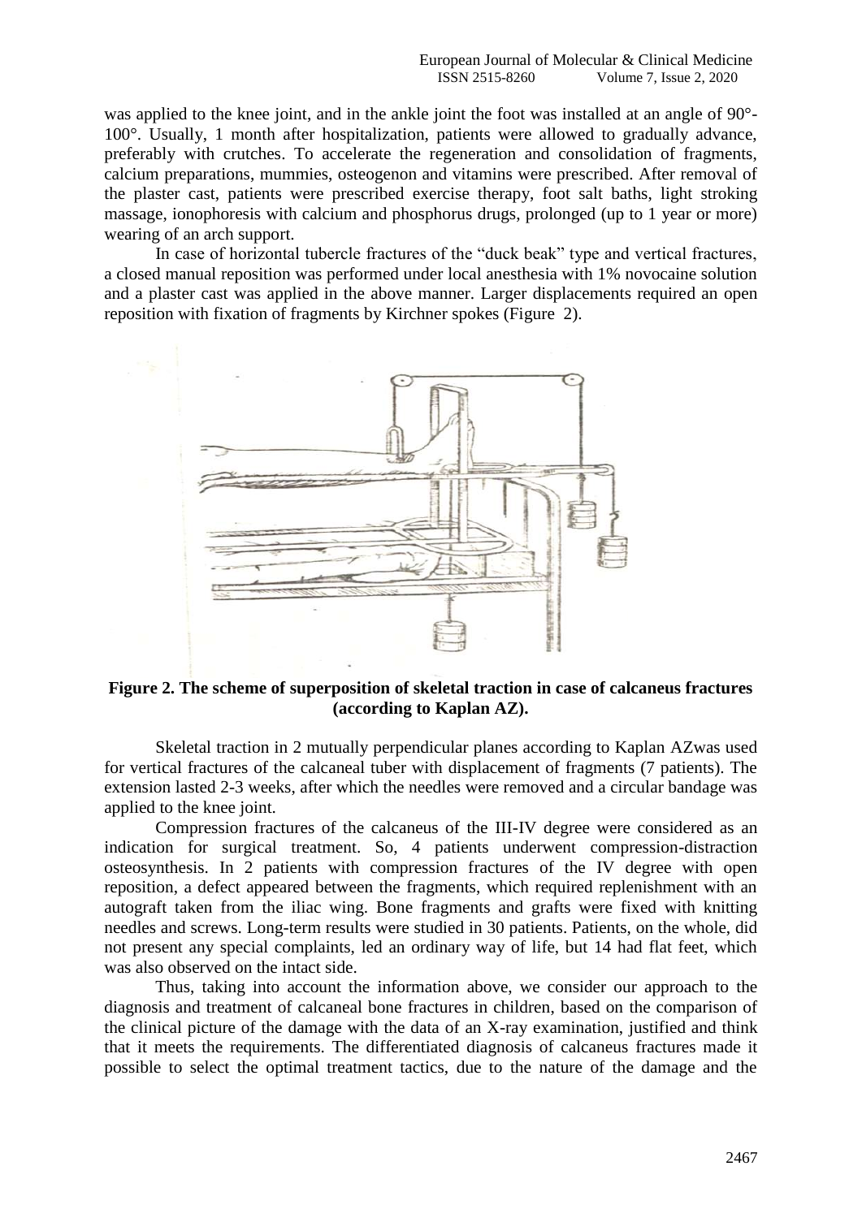was applied to the knee joint, and in the ankle joint the foot was installed at an angle of 90°-100°. Usually, 1 month after hospitalization, patients were allowed to gradually advance, preferably with crutches. To accelerate the regeneration and consolidation of fragments, calcium preparations, mummies, osteogenon and vitamins were prescribed. After removal of the plaster cast, patients were prescribed exercise therapy, foot salt baths, light stroking massage, ionophoresis with calcium and phosphorus drugs, prolonged (up to 1 year or more) wearing of an arch support.

In case of horizontal tubercle fractures of the "duck beak" type and vertical fractures, a closed manual reposition was performed under local anesthesia with 1% novocaine solution and a plaster cast was applied in the above manner. Larger displacements required an open reposition with fixation of fragments by Kirchner spokes (Figure 2).

**Figure 2. The scheme of superposition of skeletal traction in case of calcaneus fractures (according to Kaplan AZ).**

Skeletal traction in 2 mutually perpendicular planes according to Kaplan AZwas used for vertical fractures of the calcaneal tuber with displacement of fragments (7 patients). The extension lasted 2-3 weeks, after which the needles were removed and a circular bandage was applied to the knee joint.

Compression fractures of the calcaneus of the III-IV degree were considered as an indication for surgical treatment. So, 4 patients underwent compression-distraction osteosynthesis. In 2 patients with compression fractures of the IV degree with open reposition, a defect appeared between the fragments, which required replenishment with an autograft taken from the iliac wing. Bone fragments and grafts were fixed with knitting needles and screws. Long-term results were studied in 30 patients. Patients, on the whole, did not present any special complaints, led an ordinary way of life, but 14 had flat feet, which was also observed on the intact side.

Thus, taking into account the information above, we consider our approach to the diagnosis and treatment of calcaneal bone fractures in children, based on the comparison of the clinical picture of the damage with the data of an X-ray examination, justified and think that it meets the requirements. The differentiated diagnosis of calcaneus fractures made it possible to select the optimal treatment tactics, due to the nature of the damage and the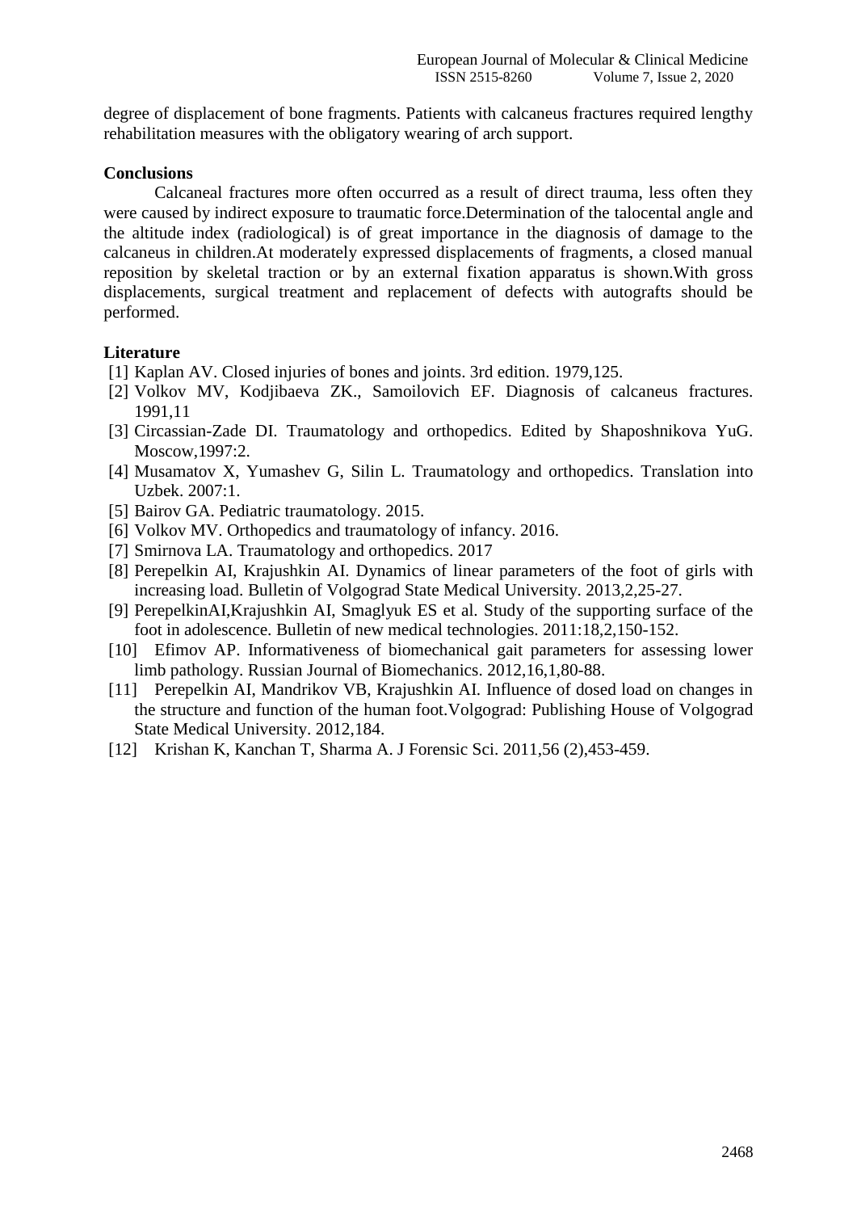degree of displacement of bone fragments. Patients with calcaneus fractures required lengthy rehabilitation measures with the obligatory wearing of arch support.

## Conclusions

Calcaneal fractures more often occurred as a result of direct trauma, less often they were caused by indirect exposure to traumatic force.Determination of the talocental angle and the altitude index (radiological) is of great importance in the diagnosis of damage to the calcaneus in children.At moderately expressed displacements of fragments, a closed manual reposition by skeletal traction or by an external fixation apparatus is shown.With gross displacements, surgical treatment and replacement of defects with autografts should be performed.

## Literature

[1] Kaplan AV. Closed injuries of bones and joints. 3rd edition. 1979,125.

[2] Volkov MV, Kodjibaeva ZK., Samoilovich EF. Diagnosis of calcaneus fractures. 1991,11

[3] Circassian-Zade DI. Traumatology and orthopedics. Edited by Shaposhnikova YuG. Moscow,1997:2.

[4] Musamatov X, Yumashev G, Silin L. Traumatology and orthopedics. Translation into Uzbek. 2007:1.

[5] Bairov GA. Pediatric traumatology. 2015.

[6] Volkov MV. Orthopedics and traumatology of infancy. 2016.

[7] Smirnova LA. Traumatology and orthopedics. 2017

[8] Perepelkin AI, Krajushkin AI. Dynamics of linear parameters of the foot of girls with increasing load. Bulletin of Volgograd State Medical University. 2013,2,25-27.

[9] PerepelkinAI,Krajushkin AI, Smaglyuk ES et al. Study of the supporting surface of the foot in adolescence. Bulletin of new medical technologies. 2011:18,2,150-152.

[10] Efimov AP. Informativeness of biomechanical gait parameters for assessing lower limb pathology. Russian Journal of Biomechanics. 2012,16,1,80-88.

[11] Perepelkin AI, Mandrikov VB, Krajushkin AI. Influence of dosed load on changes in the structure and function of the human foot.Volgograd: Publishing House of Volgograd State Medical University. 2012,184.

[12] Krishan K, Kanchan T, Sharma A. J Forensic Sci. 2011,56 (2),453-459.